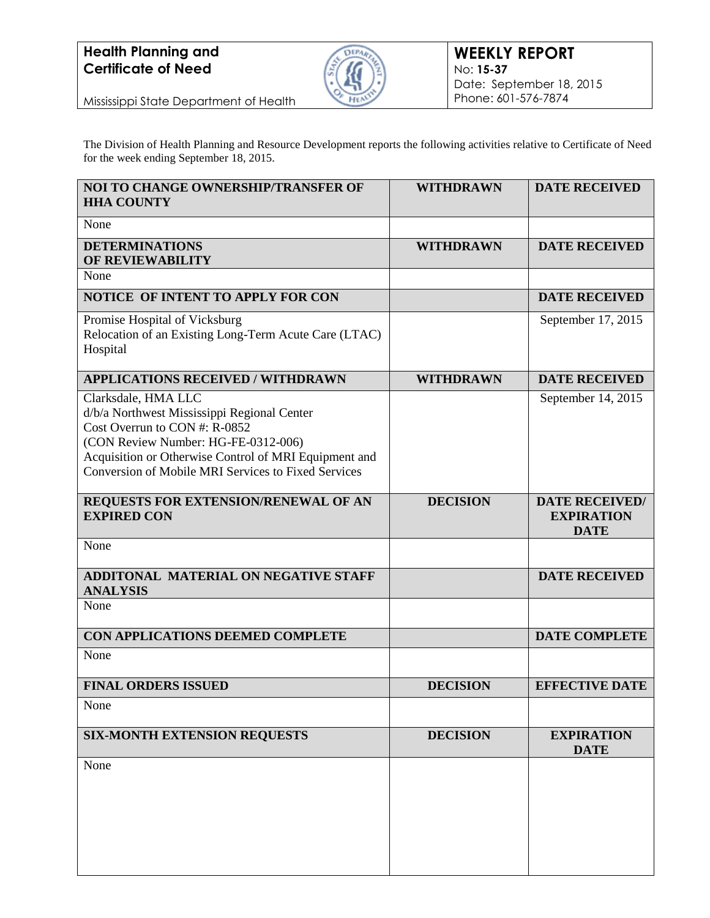**Health Planning and Certificate of Need**

Mississippi State Department of Health

## WEEKLY REPORT

No: **15-37**
Date: September 18, 2015
Phone: 601-576-7874

The Division of Health Planning and Resource Development reports the following activities relative to Certificate of Need for the week ending September 18, 2015.

| NOI TO CHANGE OWNERSHIP/TRANSFER OF HHA COUNTY | WITHDRAWN | DATE RECEIVED |
|---|---|---|
| None | | |
| **DETERMINATIONS OF REVIEWABILITY** | **WITHDRAWN** | **DATE RECEIVED** |
| None | | |
| **NOTICE OF INTENT TO APPLY FOR CON** | | **DATE RECEIVED** |
| Promise Hospital of Vicksburg<br>Relocation of an Existing Long-Term Acute Care (LTAC) Hospital | | September 17, 2015 |
| **APPLICATIONS RECEIVED / WITHDRAWN** | **WITHDRAWN** | **DATE RECEIVED** |
| Clarksdale, HMA LLC<br>d/b/a Northwest Mississippi Regional Center<br>Cost Overrun to CON #: R-0852<br>(CON Review Number: HG-FE-0312-006)<br>Acquisition or Otherwise Control of MRI Equipment and Conversion of Mobile MRI Services to Fixed Services | | September 14, 2015 |
| **REQUESTS FOR EXTENSION/RENEWAL OF AN EXPIRED CON** | **DECISION** | **DATE RECEIVED/ EXPIRATION DATE** |
| None | | |
| **ADDITONAL MATERIAL ON NEGATIVE STAFF ANALYSIS** | | **DATE RECEIVED** |
| None | | |
| **CON APPLICATIONS DEEMED COMPLETE** | | **DATE COMPLETE** |
| None | | |
| **FINAL ORDERS ISSUED** | **DECISION** | **EFFECTIVE DATE** |
| None | | |
| **SIX-MONTH EXTENSION REQUESTS** | **DECISION** | **EXPIRATION DATE** |
| None | | |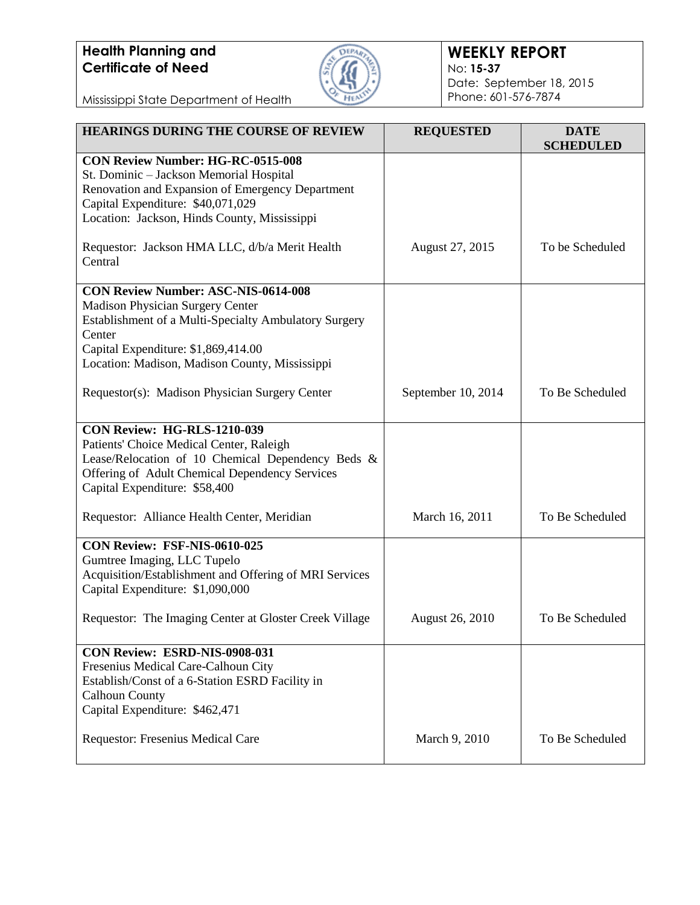**Health Planning and Certificate of Need**

Mississippi State Department of Health

**WEEKLY REPORT**
No: **15-37**
Date: September 18, 2015
Phone: 601-576-7874

| HEARINGS DURING THE COURSE OF REVIEW | REQUESTED | DATE SCHEDULED |
|---|---|---|
| **CON Review Number: HG-RC-0515-008**<br>St. Dominic – Jackson Memorial Hospital<br>Renovation and Expansion of Emergency Department<br>Capital Expenditure: $40,071,029<br>Location: Jackson, Hinds County, Mississippi<br><br>Requestor: Jackson HMA LLC, d/b/a Merit Health Central | August 27, 2015 | To be Scheduled |
| **CON Review Number: ASC-NIS-0614-008**<br>Madison Physician Surgery Center<br>Establishment of a Multi-Specialty Ambulatory Surgery Center<br>Capital Expenditure: $1,869,414.00<br>Location: Madison, Madison County, Mississippi<br><br>Requestor(s): Madison Physician Surgery Center | September 10, 2014 | To Be Scheduled |
| **CON Review: HG-RLS-1210-039**<br>Patients' Choice Medical Center, Raleigh<br>Lease/Relocation of 10 Chemical Dependency Beds & Offering of Adult Chemical Dependency Services<br>Capital Expenditure: $58,400<br><br>Requestor: Alliance Health Center, Meridian | March 16, 2011 | To Be Scheduled |
| **CON Review: FSF-NIS-0610-025**<br>Gumtree Imaging, LLC Tupelo<br>Acquisition/Establishment and Offering of MRI Services<br>Capital Expenditure: $1,090,000<br><br>Requestor: The Imaging Center at Gloster Creek Village | August 26, 2010 | To Be Scheduled |
| **CON Review: ESRD-NIS-0908-031**<br>Fresenius Medical Care-Calhoun City<br>Establish/Const of a 6-Station ESRD Facility in Calhoun County<br>Capital Expenditure: $462,471<br><br>Requestor: Fresenius Medical Care | March 9, 2010 | To Be Scheduled |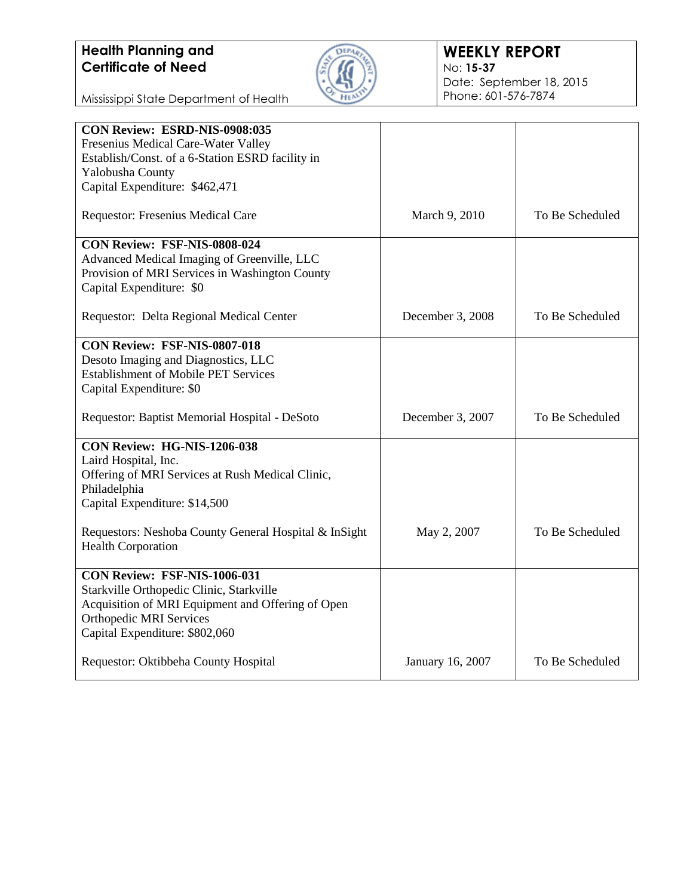| CON Review | Date | Status |
|---|---|---|
| **CON Review: ESRD-NIS-0908:035**<br>Fresenius Medical Care-Water Valley<br>Establish/Const. of a 6-Station ESRD facility in Yalobusha County<br>Capital Expenditure: $462,471<br><br>Requestor: Fresenius Medical Care | March 9, 2010 | To Be Scheduled |
| **CON Review: FSF-NIS-0808-024**<br>Advanced Medical Imaging of Greenville, LLC<br>Provision of MRI Services in Washington County<br>Capital Expenditure: $0<br><br>Requestor: Delta Regional Medical Center | December 3, 2008 | To Be Scheduled |
| **CON Review: FSF-NIS-0807-018**<br>Desoto Imaging and Diagnostics, LLC<br>Establishment of Mobile PET Services<br>Capital Expenditure: $0<br><br>Requestor: Baptist Memorial Hospital - DeSoto | December 3, 2007 | To Be Scheduled |
| **CON Review: HG-NIS-1206-038**<br>Laird Hospital, Inc.<br>Offering of MRI Services at Rush Medical Clinic, Philadelphia<br>Capital Expenditure: $14,500<br><br>Requestors: Neshoba County General Hospital & InSight Health Corporation | May 2, 2007 | To Be Scheduled |
| **CON Review: FSF-NIS-1006-031**<br>Starkville Orthopedic Clinic, Starkville<br>Acquisition of MRI Equipment and Offering of Open Orthopedic MRI Services<br>Capital Expenditure: $802,060<br><br>Requestor: Oktibbeha County Hospital | January 16, 2007 | To Be Scheduled |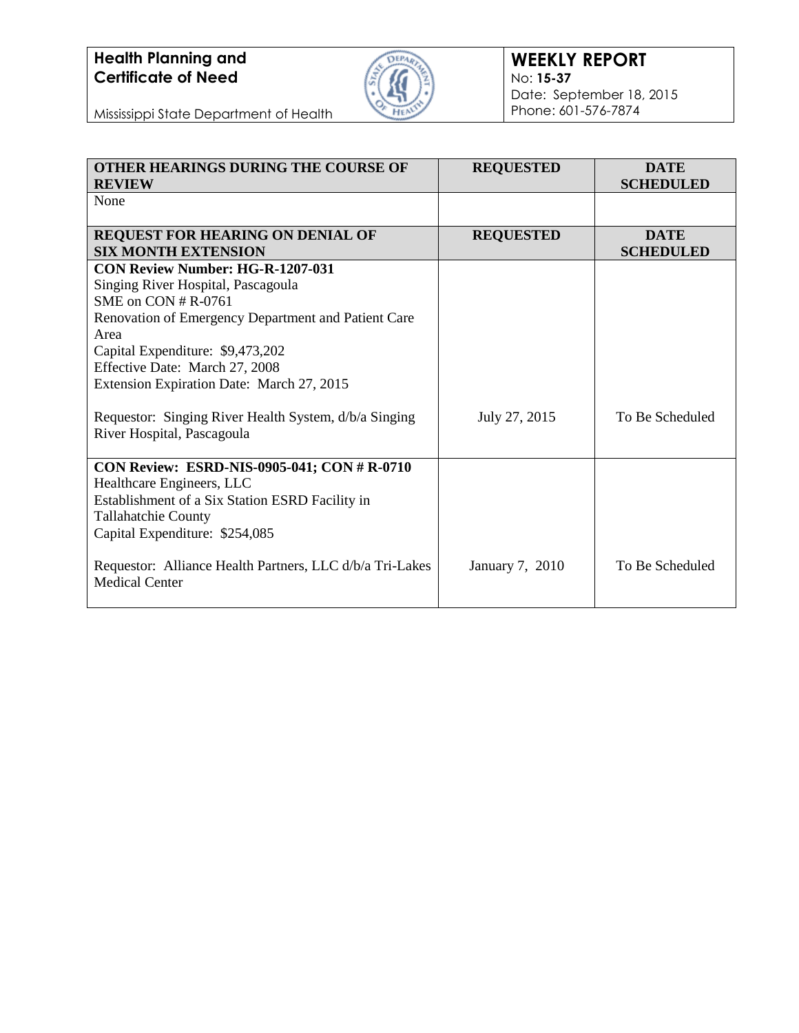| OTHER HEARINGS DURING THE COURSE OF REVIEW | REQUESTED | DATE SCHEDULED |
|---|---|---|
| None | | |

| REQUEST FOR HEARING ON DENIAL OF SIX MONTH EXTENSION | REQUESTED | DATE SCHEDULED |
|---|---|---|
| **CON Review Number: HG-R-1207-031**<br>Singing River Hospital, Pascagoula<br>SME on CON # R-0761<br>Renovation of Emergency Department and Patient Care Area<br>Capital Expenditure: $9,473,202<br>Effective Date: March 27, 2008<br>Extension Expiration Date: March 27, 2015<br><br>Requestor: Singing River Health System, d/b/a Singing River Hospital, Pascagoula | July 27, 2015 | To Be Scheduled |
| **CON Review: ESRD-NIS-0905-041; CON # R-0710**<br>Healthcare Engineers, LLC<br>Establishment of a Six Station ESRD Facility in Tallahatchie County<br>Capital Expenditure: $254,085<br><br>Requestor: Alliance Health Partners, LLC d/b/a Tri-Lakes Medical Center | January 7, 2010 | To Be Scheduled |